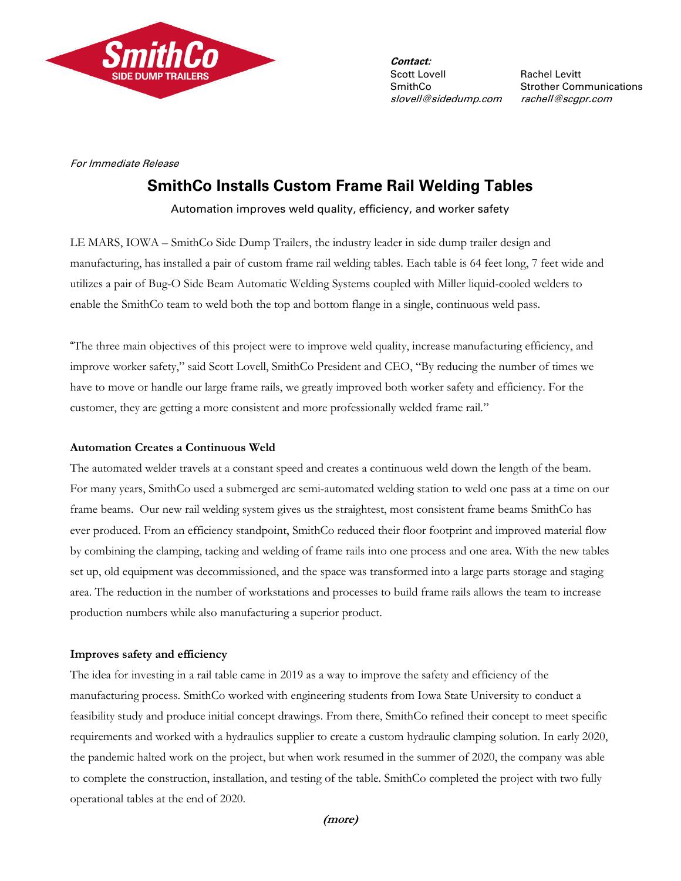SmithCo

SIDE DUMP TRAILERS

***Contact:***

Scott Lovell
SmithCo
*slovell@sidedump.com*

Rachel Levitt
Strother Communications
*rachell@scgpr.com*

*For Immediate Release*

# SmithCo Installs Custom Frame Rail Welding Tables

Automation improves weld quality, efficiency, and worker safety

LE MARS, IOWA – SmithCo Side Dump Trailers, the industry leader in side dump trailer design and manufacturing, has installed a pair of custom frame rail welding tables. Each table is 64 feet long, 7 feet wide and utilizes a pair of Bug-O Side Beam Automatic Welding Systems coupled with Miller liquid-cooled welders to enable the SmithCo team to weld both the top and bottom flange in a single, continuous weld pass.

"The three main objectives of this project were to improve weld quality, increase manufacturing efficiency, and improve worker safety," said Scott Lovell, SmithCo President and CEO, "By reducing the number of times we have to move or handle our large frame rails, we greatly improved both worker safety and efficiency. For the customer, they are getting a more consistent and more professionally welded frame rail."

**Automation Creates a Continuous Weld**

The automated welder travels at a constant speed and creates a continuous weld down the length of the beam. For many years, SmithCo used a submerged arc semi-automated welding station to weld one pass at a time on our frame beams. Our new rail welding system gives us the straightest, most consistent frame beams SmithCo has ever produced. From an efficiency standpoint, SmithCo reduced their floor footprint and improved material flow by combining the clamping, tacking and welding of frame rails into one process and one area. With the new tables set up, old equipment was decommissioned, and the space was transformed into a large parts storage and staging area. The reduction in the number of workstations and processes to build frame rails allows the team to increase production numbers while also manufacturing a superior product.

**Improves safety and efficiency**

The idea for investing in a rail table came in 2019 as a way to improve the safety and efficiency of the manufacturing process. SmithCo worked with engineering students from Iowa State University to conduct a feasibility study and produce initial concept drawings. From there, SmithCo refined their concept to meet specific requirements and worked with a hydraulics supplier to create a custom hydraulic clamping solution. In early 2020, the pandemic halted work on the project, but when work resumed in the summer of 2020, the company was able to complete the construction, installation, and testing of the table. SmithCo completed the project with two fully operational tables at the end of 2020.

***(more)***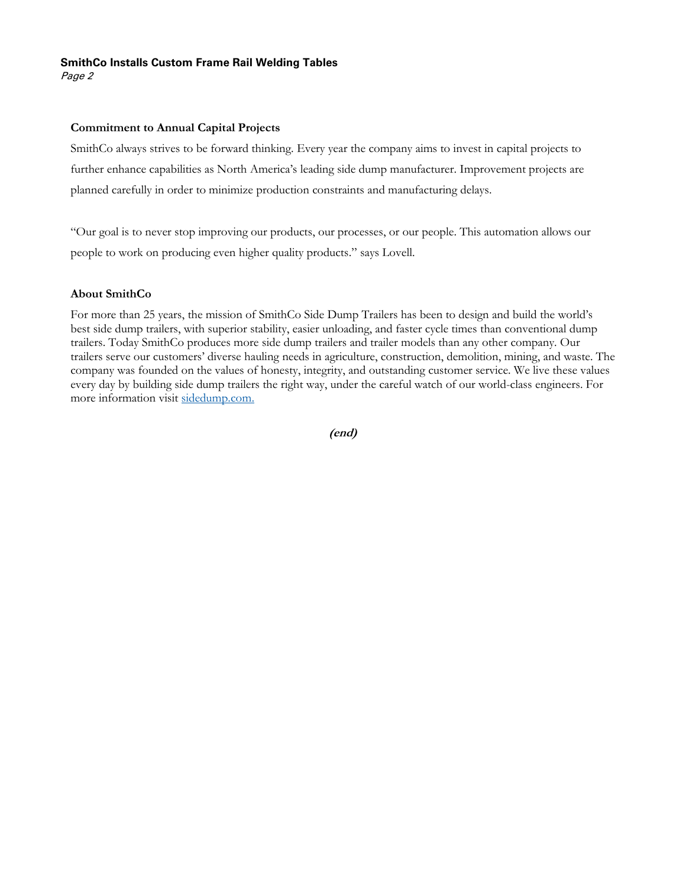## Commitment to Annual Capital Projects

SmithCo always strives to be forward thinking. Every year the company aims to invest in capital projects to further enhance capabilities as North America's leading side dump manufacturer. Improvement projects are planned carefully in order to minimize production constraints and manufacturing delays.

"Our goal is to never stop improving our products, our processes, or our people. This automation allows our people to work on producing even higher quality products." says Lovell.

## About SmithCo

For more than 25 years, the mission of SmithCo Side Dump Trailers has been to design and build the world's best side dump trailers, with superior stability, easier unloading, and faster cycle times than conventional dump trailers. Today SmithCo produces more side dump trailers and trailer models than any other company. Our trailers serve our customers' diverse hauling needs in agriculture, construction, demolition, mining, and waste. The company was founded on the values of honesty, integrity, and outstanding customer service. We live these values every day by building side dump trailers the right way, under the careful watch of our world-class engineers. For more information visit [sidedump.com.](http://sidedump.com)

***(end)***